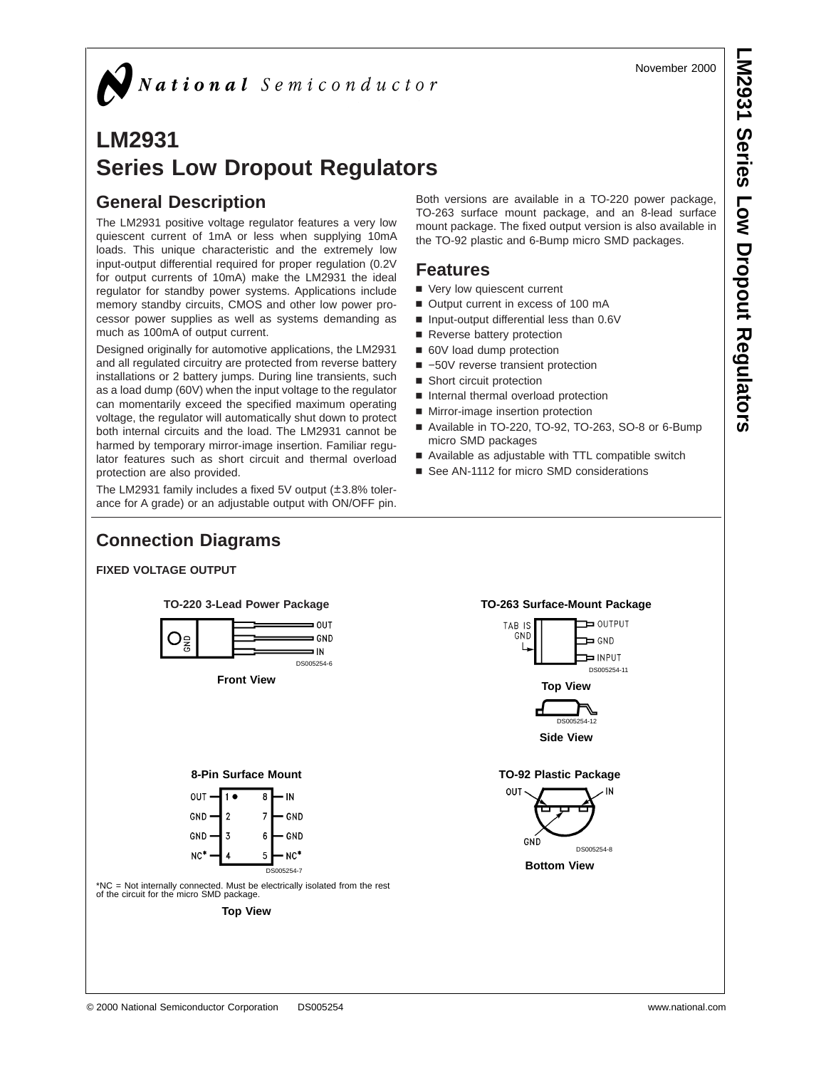National Semiconductor

November 2000

# LM2931 Series Low Dropout Regulators

## General Description

The LM2931 positive voltage regulator features a very low quiescent current of 1mA or less when supplying 10mA loads. This unique characteristic and the extremely low input-output differential required for proper regulation (0.2V for output currents of 10mA) make the LM2931 the ideal regulator for standby power systems. Applications include memory standby circuits, CMOS and other low power processor power supplies as well as systems demanding as much as 100mA of output current.

Designed originally for automotive applications, the LM2931 and all regulated circuitry are protected from reverse battery installations or 2 battery jumps. During line transients, such as a load dump (60V) when the input voltage to the regulator can momentarily exceed the specified maximum operating voltage, the regulator will automatically shut down to protect both internal circuits and the load. The LM2931 cannot be harmed by temporary mirror-image insertion. Familiar regulator features such as short circuit and thermal overload protection are also provided.

The LM2931 family includes a fixed 5V output (±3.8% tolerance for A grade) or an adjustable output with ON/OFF pin. Both versions are available in a TO-220 power package, TO-263 surface mount package, and an 8-lead surface mount package. The fixed output version is also available in the TO-92 plastic and 6-Bump micro SMD packages.

## Features

- Very low quiescent current
- Output current in excess of 100 mA
- Input-output differential less than 0.6V
- Reverse battery protection
- 60V load dump protection
- −50V reverse transient protection
- Short circuit protection
- Internal thermal overload protection
- Mirror-image insertion protection
- Available in TO-220, TO-92, TO-263, SO-8 or 6-Bump micro SMD packages
- Available as adjustable with TTL compatible switch
- See AN-1112 for micro SMD considerations

## Connection Diagrams

**FIXED VOLTAGE OUTPUT**

**TO-220 3-Lead Power Package**

GND — OUT, GND, IN

DS005254-6

**Front View**

**TO-263 Surface-Mount Package**

TAB IS GND — OUTPUT, GND, INPUT

DS005254-11

**Top View**

DS005254-12

**Side View**

**8-Pin Surface Mount**

| Pin | Name | Pin | Name |
|---|---|---|---|
| 1 | OUT | 8 | IN |
| 2 | GND | 7 | GND |
| 3 | GND | 6 | GND |
| 4 | NC* | 5 | NC* |

DS005254-7

*NC = Not internally connected. Must be electrically isolated from the rest of the circuit for the micro SMD package.

**Top View**

**TO-92 Plastic Package**

OUT, GND, IN

DS005254-8

**Bottom View**

© 2000 National Semiconductor Corporation DS005254 www.national.com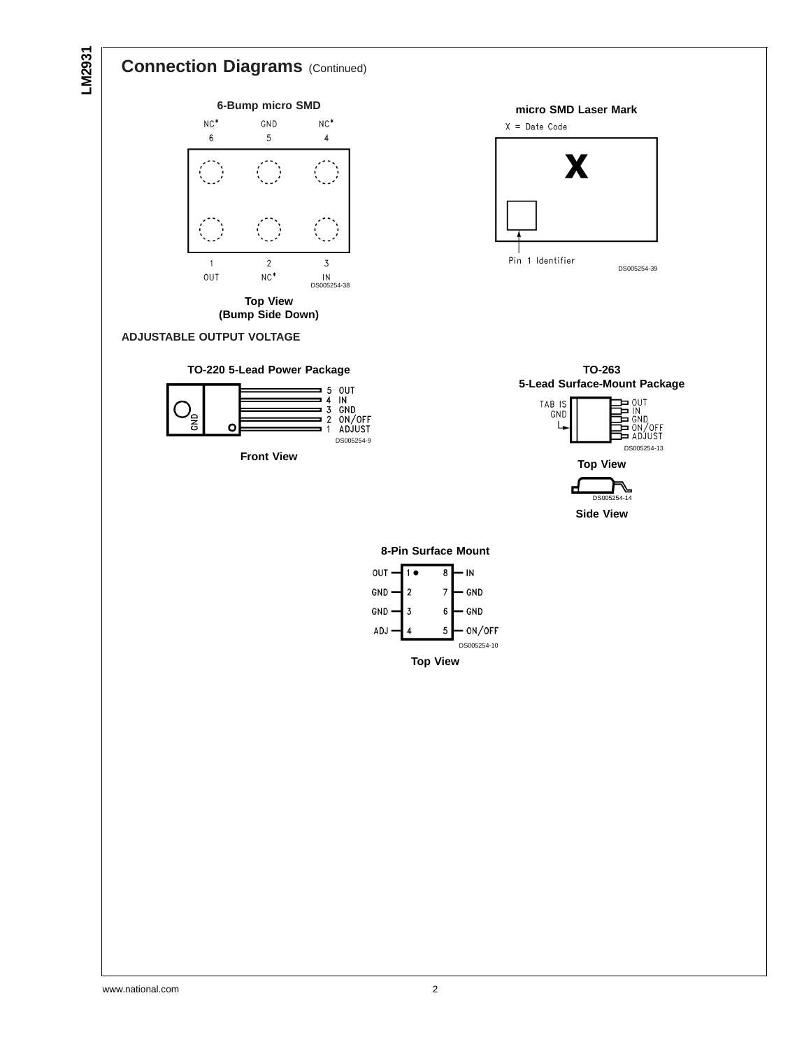## Connection Diagrams (Continued)

**6-Bump micro SMD**

| NC* | GND | NC* |
|---|---|---|
| 6 | 5 | 4 |
| 1 | 2 | 3 |
| OUT | NC* | IN |

DS005254-38

**Top View**
**(Bump Side Down)**

**micro SMD Laser Mark**

X = Date Code

X

Pin 1 Identifier

DS005254-39

### ADJUSTABLE OUTPUT VOLTAGE

**TO-220 5-Lead Power Package**

GND

5 OUT
4 IN
3 GND
2 ON/OFF
1 ADJUST

DS005254-9

**Front View**

**TO-263**
**5-Lead Surface-Mount Package**

TAB IS GND

OUT
IN
GND
ON/OFF
ADJUST

DS005254-13

**Top View**

DS005254-14

**Side View**

**8-Pin Surface Mount**

| Pin | Function | Pin | Function |
|---|---|---|---|
| 1 | OUT | 8 | IN |
| 2 | GND | 7 | GND |
| 3 | GND | 6 | GND |
| 4 | ADJ | 5 | ON/OFF |

DS005254-10

**Top View**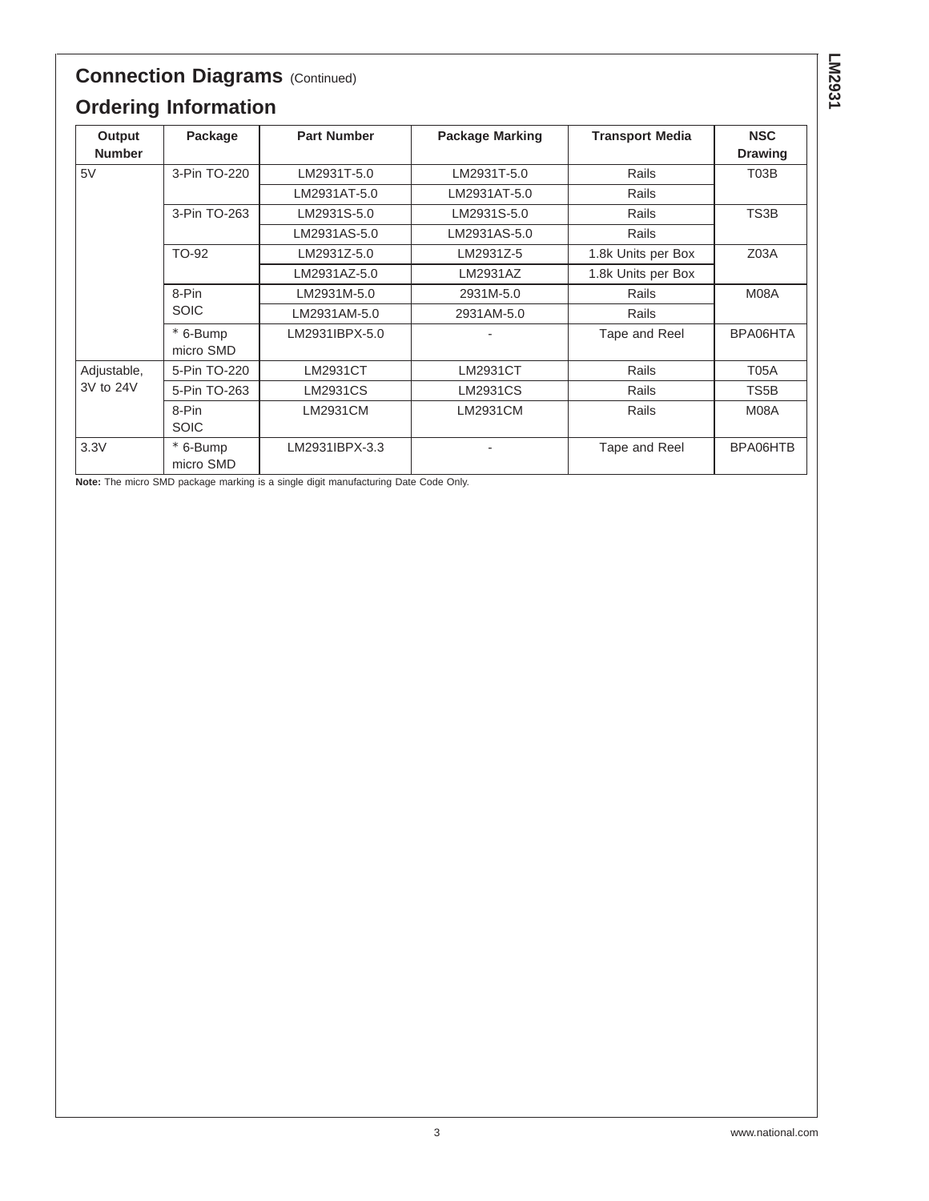## Connection Diagrams (Continued)

## Ordering Information

| Output Number | Package | Part Number | Package Marking | Transport Media | NSC Drawing |
|---|---|---|---|---|---|
| 5V | 3-Pin TO-220 | LM2931T-5.0 | LM2931T-5.0 | Rails | T03B |
| | | LM2931AT-5.0 | LM2931AT-5.0 | Rails | |
| | 3-Pin TO-263 | LM2931S-5.0 | LM2931S-5.0 | Rails | TS3B |
| | | LM2931AS-5.0 | LM2931AS-5.0 | Rails | |
| | TO-92 | LM2931Z-5.0 | LM2931Z-5 | 1.8k Units per Box | Z03A |
| | | LM2931AZ-5.0 | LM2931AZ | 1.8k Units per Box | |
| | 8-Pin SOIC | LM2931M-5.0 | 2931M-5.0 | Rails | M08A |
| | | LM2931AM-5.0 | 2931AM-5.0 | Rails | |
| | * 6-Bump micro SMD | LM2931IBPX-5.0 | - | Tape and Reel | BPA06HTA |
| Adjustable, 3V to 24V | 5-Pin TO-220 | LM2931CT | LM2931CT | Rails | T05A |
| | 5-Pin TO-263 | LM2931CS | LM2931CS | Rails | TS5B |
| | 8-Pin SOIC | LM2931CM | LM2931CM | Rails | M08A |
| 3.3V | * 6-Bump micro SMD | LM2931IBPX-3.3 | - | Tape and Reel | BPA06HTB |

**Note:** The micro SMD package marking is a single digit manufacturing Date Code Only.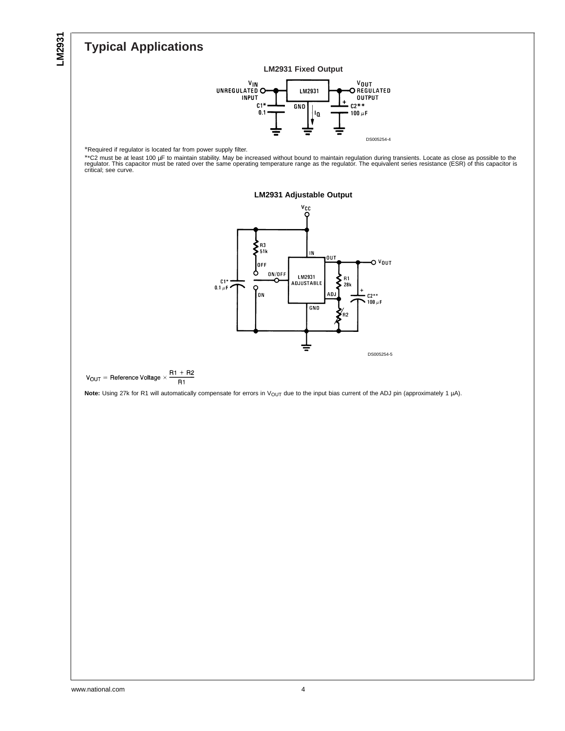## Typical Applications

**LM2931 Fixed Output**

*Required if regulator is located far from power supply filter.

**C2 must be at least 100 µF to maintain stability. May be increased without bound to maintain regulation during transients. Locate as close as possible to the regulator. This capacitor must be rated over the same operating temperature range as the regulator. The equivalent series resistance (ESR) of this capacitor is critical; see curve.

**LM2931 Adjustable Output**

$$V_{OUT} = \text{Reference Voltage} \times \frac{R1 + R2}{R1}$$

**Note:** Using 27k for R1 will automatically compensate for errors in $V_{OUT}$ due to the input bias current of the ADJ pin (approximately 1 µA).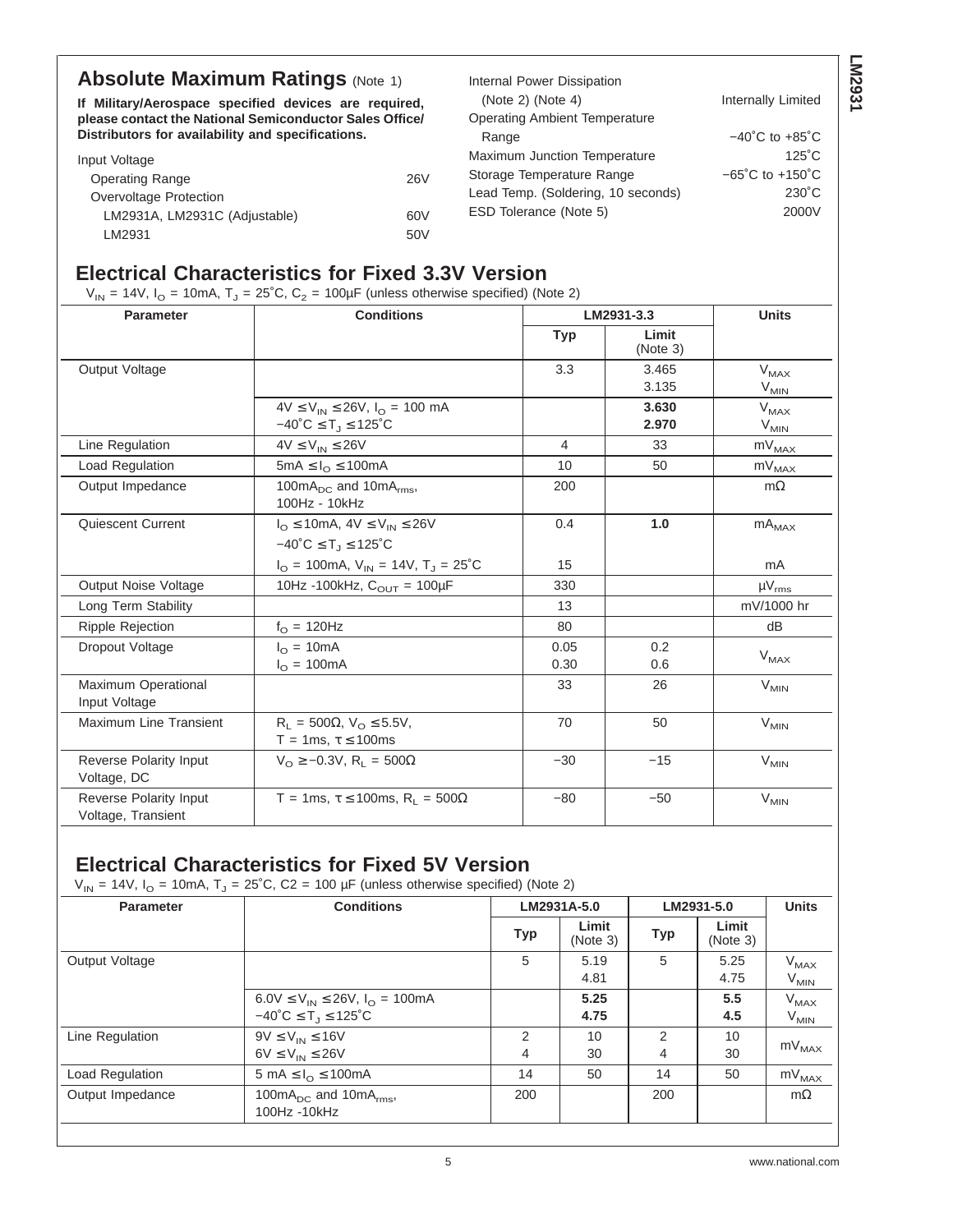## Absolute Maximum Ratings (Note 1)

**If Military/Aerospace specified devices are required, please contact the National Semiconductor Sales Office/ Distributors for availability and specifications.**

| | |
|---|---|
| Input Voltage | |
| Operating Range | 26V |
| Overvoltage Protection | |
| LM2931A, LM2931C (Adjustable) | 60V |
| LM2931 | 50V |
| Internal Power Dissipation (Note 2) (Note 4) | Internally Limited |
| Operating Ambient Temperature Range | −40˚C to +85˚C |
| Maximum Junction Temperature | 125˚C |
| Storage Temperature Range | −65˚C to +150˚C |
| Lead Temp. (Soldering, 10 seconds) | 230˚C |
| ESD Tolerance (Note 5) | 2000V |

## Electrical Characteristics for Fixed 3.3V Version

$V_{IN}$ = 14V, $I_O$ = 10mA, $T_J$ = 25˚C, $C_2$ = 100µF (unless otherwise specified) (Note 2)

| Parameter | Conditions | LM2931-3.3 | | Units |
|---|---|---|---|---|
| | | Typ | Limit (Note 3) | |
| Output Voltage | | 3.3 | 3.465<br>3.135 | $V_{MAX}$<br>$V_{MIN}$ |
| | 4V ≤ $V_{IN}$ ≤ 26V, $I_O$ = 100 mA<br>−40˚C ≤ $T_J$ ≤ 125˚C | | **3.630**<br>**2.970** | $V_{MAX}$<br>$V_{MIN}$ |
| Line Regulation | 4V ≤ $V_{IN}$ ≤ 26V | 4 | 33 | $mV_{MAX}$ |
| Load Regulation | 5mA ≤ $I_O$ ≤ 100mA | 10 | 50 | $mV_{MAX}$ |
| Output Impedance | $100mA_{DC}$ and $10mA_{rms}$,<br>100Hz - 10kHz | 200 | | mΩ |
| Quiescent Current | $I_O$ ≤ 10mA, 4V ≤ $V_{IN}$ ≤ 26V<br>−40˚C ≤ $T_J$ ≤ 125˚C | 0.4 | **1.0** | $mA_{MAX}$ |
| | $I_O$ = 100mA, $V_{IN}$ = 14V, $T_J$ = 25˚C | 15 | | mA |
| Output Noise Voltage | 10Hz -100kHz, $C_{OUT}$ = 100µF | 330 | | $\mu V_{rms}$ |
| Long Term Stability | | 13 | | mV/1000 hr |
| Ripple Rejection | $f_O$ = 120Hz | 80 | | dB |
| Dropout Voltage | $I_O$ = 10mA<br>$I_O$ = 100mA | 0.05<br>0.30 | 0.2<br>0.6 | $V_{MAX}$ |
| Maximum Operational Input Voltage | | 33 | 26 | $V_{MIN}$ |
| Maximum Line Transient | $R_L$ = 500Ω, $V_O$ ≤ 5.5V,<br>T = 1ms, τ ≤ 100ms | 70 | 50 | $V_{MIN}$ |
| Reverse Polarity Input Voltage, DC | $V_O$ ≥ −0.3V, $R_L$ = 500Ω | −30 | −15 | $V_{MIN}$ |
| Reverse Polarity Input Voltage, Transient | T = 1ms, τ ≤ 100ms, $R_L$ = 500Ω | −80 | −50 | $V_{MIN}$ |

## Electrical Characteristics for Fixed 5V Version

$V_{IN}$ = 14V, $I_O$ = 10mA, $T_J$ = 25˚C, C2 = 100 µF (unless otherwise specified) (Note 2)

| Parameter | Conditions | LM2931A-5.0 | | LM2931-5.0 | | Units |
|---|---|---|---|---|---|---|
| | | Typ | Limit (Note 3) | Typ | Limit (Note 3) | |
| Output Voltage | | 5 | 5.19<br>4.81 | 5 | 5.25<br>4.75 | $V_{MAX}$<br>$V_{MIN}$ |
| | 6.0V ≤ $V_{IN}$ ≤ 26V, $I_O$ = 100mA<br>−40˚C ≤ $T_J$ ≤ 125˚C | | **5.25**<br>**4.75** | | **5.5**<br>**4.5** | $V_{MAX}$<br>$V_{MIN}$ |
| Line Regulation | 9V ≤ $V_{IN}$ ≤ 16V<br>6V ≤ $V_{IN}$ ≤ 26V | 2<br>4 | 10<br>30 | 2<br>4 | 10<br>30 | $mV_{MAX}$ |
| Load Regulation | 5 mA ≤ $I_O$ ≤ 100mA | 14 | 50 | 14 | 50 | $mV_{MAX}$ |
| Output Impedance | $100mA_{DC}$ and $10mA_{rms}$,<br>100Hz -10kHz | 200 | | 200 | | mΩ |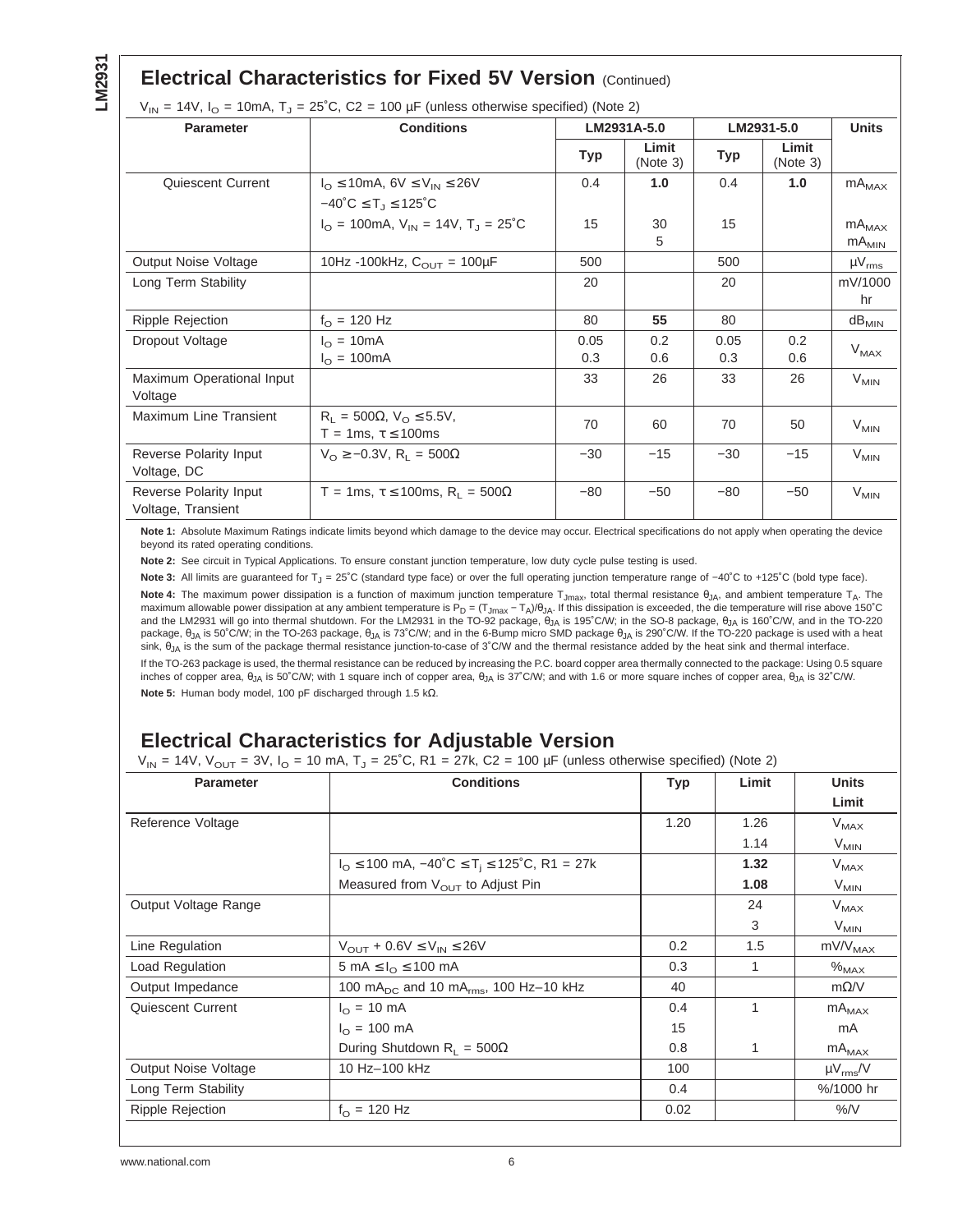## Electrical Characteristics for Fixed 5V Version (Continued)

$V_{IN}$ = 14V, $I_O$ = 10mA, $T_J$ = 25˚C, C2 = 100 µF (unless otherwise specified) (Note 2)

| Parameter | Conditions | LM2931A-5.0 | | LM2931-5.0 | | Units |
|---|---|---|---|---|---|---|
| | | Typ | Limit (Note 3) | Typ | Limit (Note 3) | |
| Quiescent Current | $I_O$ ≤ 10mA, 6V ≤ $V_{IN}$ ≤ 26V −40˚C ≤ $T_J$ ≤ 125˚C | 0.4 | **1.0** | 0.4 | **1.0** | $mA_{MAX}$ |
| | $I_O$ = 100mA, $V_{IN}$ = 14V, $T_J$ = 25˚C | 15 | 30<br>5 | 15 | | $mA_{MAX}$<br>$mA_{MIN}$ |
| Output Noise Voltage | 10Hz -100kHz, $C_{OUT}$ = 100µF | 500 | | 500 | | $µV_{rms}$ |
| Long Term Stability | | 20 | | 20 | | mV/1000 hr |
| Ripple Rejection | $f_O$ = 120 Hz | 80 | **55** | 80 | | $dB_{MIN}$ |
| Dropout Voltage | $I_O$ = 10mA<br>$I_O$ = 100mA | 0.05<br>0.3 | 0.2<br>0.6 | 0.05<br>0.3 | 0.2<br>0.6 | $V_{MAX}$ |
| Maximum Operational Input Voltage | | 33 | 26 | 33 | 26 | $V_{MIN}$ |
| Maximum Line Transient | $R_L$ = 500Ω, $V_O$ ≤ 5.5V, T = 1ms, τ ≤ 100ms | 70 | 60 | 70 | 50 | $V_{MIN}$ |
| Reverse Polarity Input Voltage, DC | $V_O$ ≥ −0.3V, $R_L$ = 500Ω | −30 | −15 | −30 | −15 | $V_{MIN}$ |
| Reverse Polarity Input Voltage, Transient | T = 1ms, τ ≤ 100ms, $R_L$ = 500Ω | −80 | −50 | −80 | −50 | $V_{MIN}$ |

**Note 1:** Absolute Maximum Ratings indicate limits beyond which damage to the device may occur. Electrical specifications do not apply when operating the device beyond its rated operating conditions.

**Note 2:** See circuit in Typical Applications. To ensure constant junction temperature, low duty cycle pulse testing is used.

**Note 3:** All limits are guaranteed for $T_J$ = 25˚C (standard type face) or over the full operating junction temperature range of −40˚C to +125˚C (bold type face).

**Note 4:** The maximum power dissipation is a function of maximum junction temperature $T_{Jmax}$, total thermal resistance $θ_{JA}$, and ambient temperature $T_A$. The maximum allowable power dissipation at any ambient temperature is $P_D = (T_{Jmax} - T_A)/θ_{JA}$. If this dissipation is exceeded, the die temperature will rise above 150˚C and the LM2931 will go into thermal shutdown. For the LM2931 in the TO-92 package, $θ_{JA}$ is 195˚C/W; in the SO-8 package, $θ_{JA}$ is 160˚C/W, and in the TO-220 package, $θ_{JA}$ is 50˚C/W; in the TO-263 package, $θ_{JA}$ is 73˚C/W; and in the 6-Bump micro SMD package $θ_{JA}$ is 290˚C/W. If the TO-220 package is used with a heat sink, $θ_{JA}$ is the sum of the package thermal resistance junction-to-case of 3˚C/W and the thermal resistance added by the heat sink and thermal interface.

If the TO-263 package is used, the thermal resistance can be reduced by increasing the P.C. board copper area thermally connected to the package: Using 0.5 square inches of copper area, $θ_{JA}$ is 50˚C/W; with 1 square inch of copper area, $θ_{JA}$ is 37˚C/W; and with 1.6 or more square inches of copper area, $θ_{JA}$ is 32˚C/W.

**Note 5:** Human body model, 100 pF discharged through 1.5 kΩ.

## Electrical Characteristics for Adjustable Version

$V_{IN}$ = 14V, $V_{OUT}$ = 3V, $I_O$ = 10 mA, $T_J$ = 25˚C, R1 = 27k, C2 = 100 µF (unless otherwise specified) (Note 2)

| Parameter | Conditions | Typ | Limit | Units Limit |
|---|---|---|---|---|
| Reference Voltage | | 1.20 | 1.26 | $V_{MAX}$ |
| | | | 1.14 | $V_{MIN}$ |
| | $I_O$ ≤ 100 mA, −40˚C ≤ $T_j$ ≤ 125˚C, R1 = 27k | | **1.32** | $V_{MAX}$ |
| | Measured from $V_{OUT}$ to Adjust Pin | | **1.08** | $V_{MIN}$ |
| Output Voltage Range | | | 24 | $V_{MAX}$ |
| | | | 3 | $V_{MIN}$ |
| Line Regulation | $V_{OUT}$ + 0.6V ≤ $V_{IN}$ ≤ 26V | 0.2 | 1.5 | $mV/V_{MAX}$ |
| Load Regulation | 5 mA ≤ $I_O$ ≤ 100 mA | 0.3 | 1 | $\%_{MAX}$ |
| Output Impedance | 100 $mA_{DC}$ and 10 $mA_{rms}$, 100 Hz–10 kHz | 40 | | mΩ/V |
| Quiescent Current | $I_O$ = 10 mA | 0.4 | 1 | $mA_{MAX}$ |
| | $I_O$ = 100 mA | 15 | | mA |
| | During Shutdown $R_L$ = 500Ω | 0.8 | 1 | $mA_{MAX}$ |
| Output Noise Voltage | 10 Hz–100 kHz | 100 | | $µV_{rms}/V$ |
| Long Term Stability | | 0.4 | | %/1000 hr |
| Ripple Rejection | $f_O$ = 120 Hz | 0.02 | | %/V |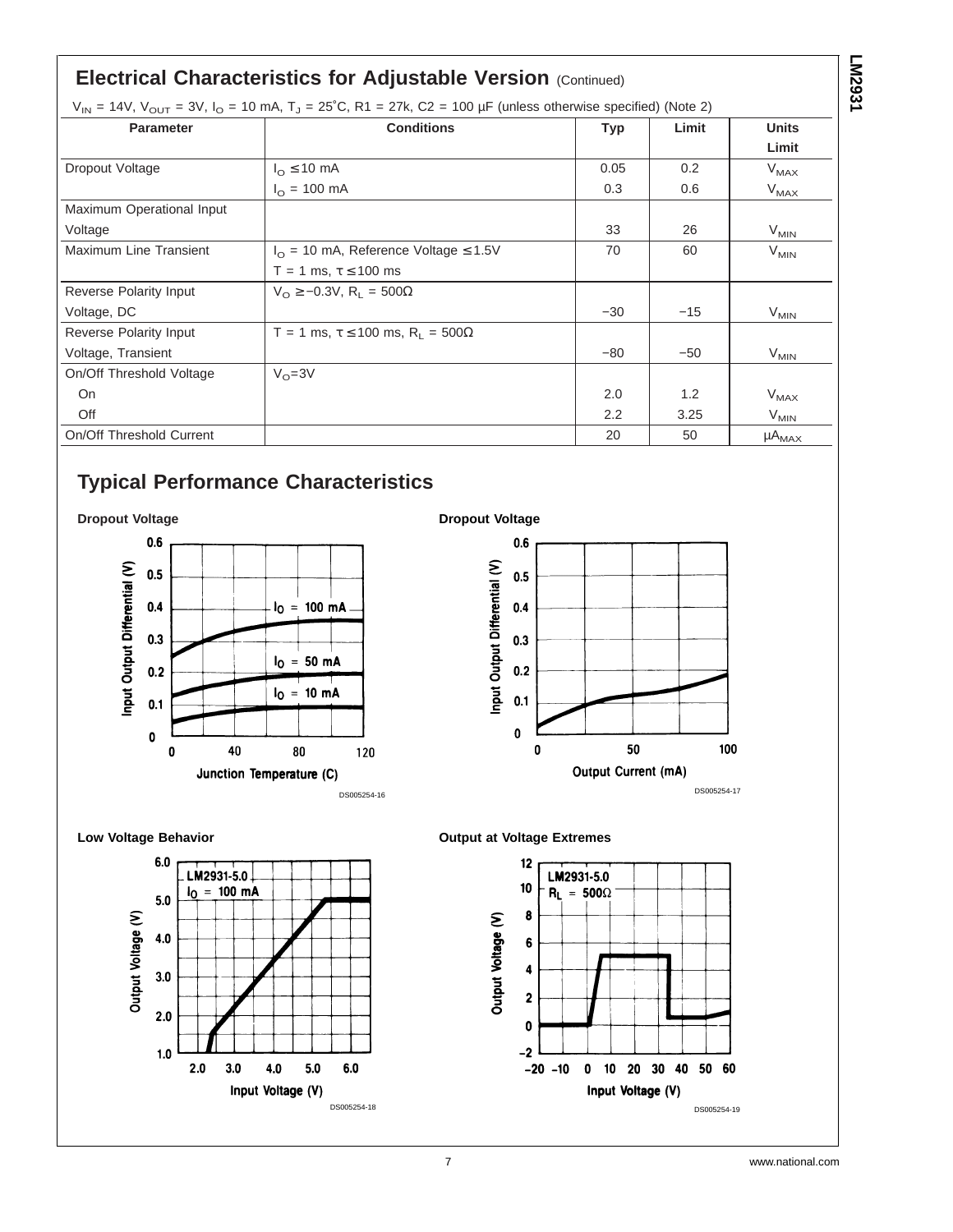## Electrical Characteristics for Adjustable Version (Continued)

$V_{IN}$ = 14V, $V_{OUT}$ = 3V, $I_O$ = 10 mA, $T_J$ = 25˚C, R1 = 27k, C2 = 100 µF (unless otherwise specified) (Note 2)

| Parameter | Conditions | Typ | Limit | Units Limit |
|---|---|---|---|---|
| Dropout Voltage | $I_O \leq 10$ mA | 0.05 | 0.2 | $V_{MAX}$ |
| | $I_O$ = 100 mA | 0.3 | 0.6 | $V_{MAX}$ |
| Maximum Operational Input Voltage | | 33 | 26 | $V_{MIN}$ |
| Maximum Line Transient | $I_O$ = 10 mA, Reference Voltage ≤ 1.5V, T = 1 ms, τ ≤ 100 ms | 70 | 60 | $V_{MIN}$ |
| Reverse Polarity Input Voltage, DC | $V_O \geq -0.3V$, $R_L$ = 500Ω | −30 | −15 | $V_{MIN}$ |
| Reverse Polarity Input Voltage, Transient | T = 1 ms, τ ≤ 100 ms, $R_L$ = 500Ω | −80 | −50 | $V_{MIN}$ |
| On/Off Threshold Voltage | $V_O$=3V | | | |
| On | | 2.0 | 1.2 | $V_{MAX}$ |
| Off | | 2.2 | 3.25 | $V_{MIN}$ |
| On/Off Threshold Current | | 20 | 50 | $\mu A_{MAX}$ |

## Typical Performance Characteristics

**Dropout Voltage**

DS005254-16

**Dropout Voltage**

DS005254-17

**Low Voltage Behavior**

DS005254-18

**Output at Voltage Extremes**

DS005254-19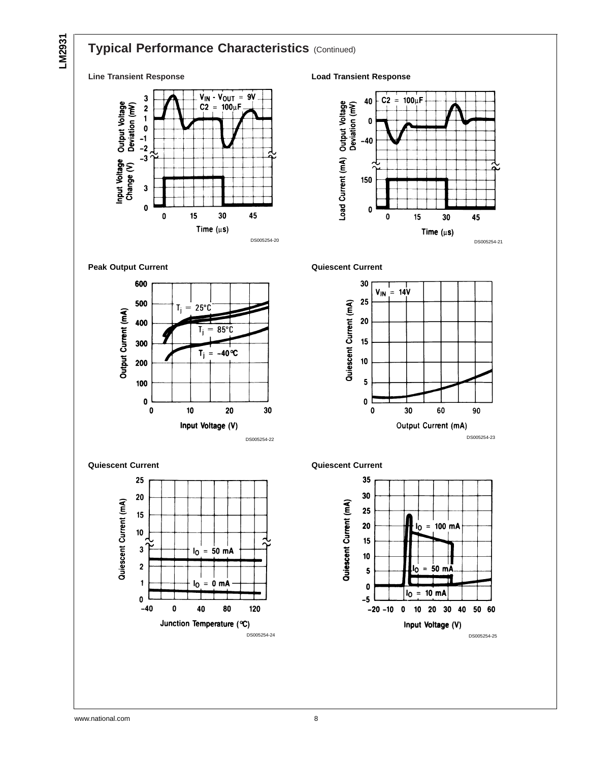## Typical Performance Characteristics (Continued)

**Line Transient Response**

$V_{IN} - V_{OUT} = 9V$
$C2 = 100\mu F$

Output Voltage Deviation (mV)

Input Voltage Change (V)

Time (µs)

DS005254-20

**Load Transient Response**

$C2 = 100\mu F$

Output Voltage Deviation (mV)

Load Current (mA)

Time (µs)

DS005254-21

**Peak Output Current**

$T_j = 25°C$
$T_j = 85°C$
$T_j = -40°C$

Output Current (mA)

Input Voltage (V)

DS005254-22

**Quiescent Current**

$V_{IN} = 14V$

Quiescent Current (mA)

Output Current (mA)

DS005254-23

**Quiescent Current**

$I_O = 50$ mA
$I_O = 0$ mA

Quiescent Current (mA)

Junction Temperature (°C)

DS005254-24

**Quiescent Current**

$I_O = 100$ mA
$I_O = 50$ mA
$I_O = 10$ mA

Quiescent Current (mA)

Input Voltage (V)

DS005254-25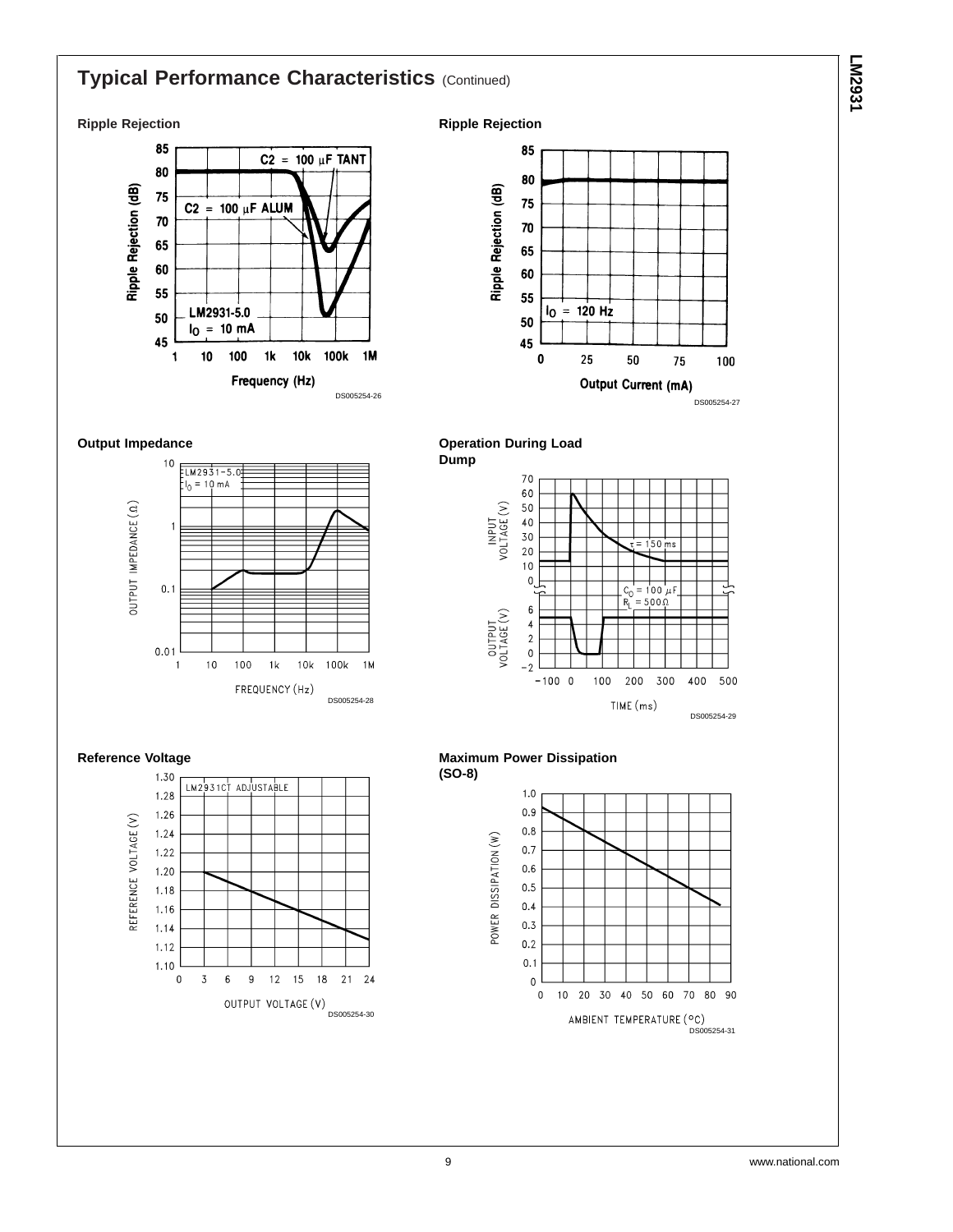## Typical Performance Characteristics (Continued)

**Ripple Rejection**

Ripple Rejection (dB) vs. Frequency (Hz)

C2 = 100 µF TANT

C2 = 100 µF ALUM

LM2931-5.0

$I_O$ = 10 mA

DS005254-26

**Ripple Rejection**

Ripple Rejection (dB) vs. Output Current (mA)

$I_O$ = 120 Hz

DS005254-27

**Output Impedance**

OUTPUT IMPEDANCE (Ω) vs. FREQUENCY (Hz)

LM2931−5.0

$I_O$ = 10 mA

DS005254-28

**Operation During Load Dump**

INPUT VOLTAGE (V), OUTPUT VOLTAGE (V) vs. TIME (ms)

τ = 150 ms

$C_O$ = 100 µF

$R_L$ = 500 Ω

DS005254-29

**Reference Voltage**

REFERENCE VOLTAGE (V) vs. OUTPUT VOLTAGE (V)

LM2931CT ADJUSTABLE

DS005254-30

**Maximum Power Dissipation (SO-8)**

POWER DISSIPATION (W) vs. AMBIENT TEMPERATURE (°C)

DS005254-31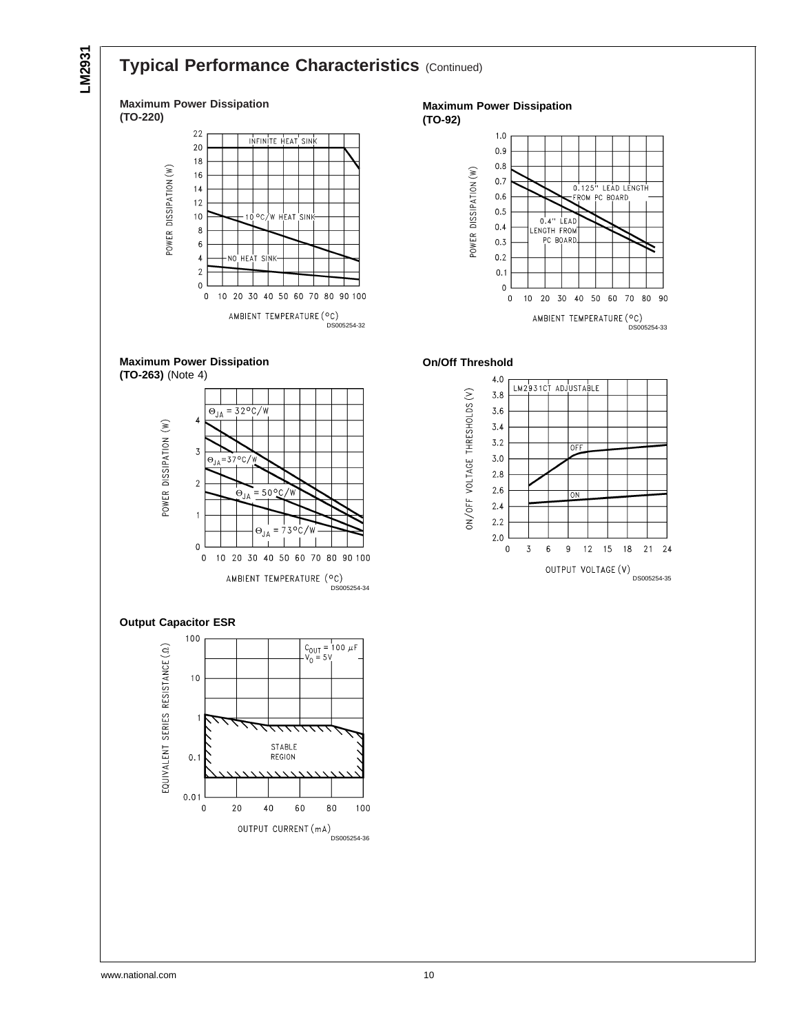## Typical Performance Characteristics (Continued)

**Maximum Power Dissipation (TO-220)**

POWER DISSIPATION (W) vs AMBIENT TEMPERATURE (°C)

INFINITE HEAT SINK

10 °C/W HEAT SINK

NO HEAT SINK

DS005254-32

**Maximum Power Dissipation (TO-92)**

POWER DISSIPATION (W) vs AMBIENT TEMPERATURE (°C)

0.125" LEAD LENGTH FROM PC BOARD

0.4" LEAD LENGTH FROM PC BOARD

DS005254-33

**Maximum Power Dissipation (TO-263)** (Note 4)

POWER DISSIPATION (W) vs AMBIENT TEMPERATURE (°C)

$\Theta_{JA}$ = 32°C/W

$\Theta_{JA}$ = 37°C/W

$\Theta_{JA}$ = 50°C/W

$\Theta_{JA}$ = 73°C/W

DS005254-34

**On/Off Threshold**

ON/OFF VOLTAGE THRESHOLDS (V) vs OUTPUT VOLTAGE (V)

LM2931CT ADJUSTABLE

OFF

ON

DS005254-35

**Output Capacitor ESR**

EQUIVALENT SERIES RESISTANCE (Ω) vs OUTPUT CURRENT (mA)

$C_{OUT}$ = 100 µF

$V_O$ = 5V

STABLE REGION

DS005254-36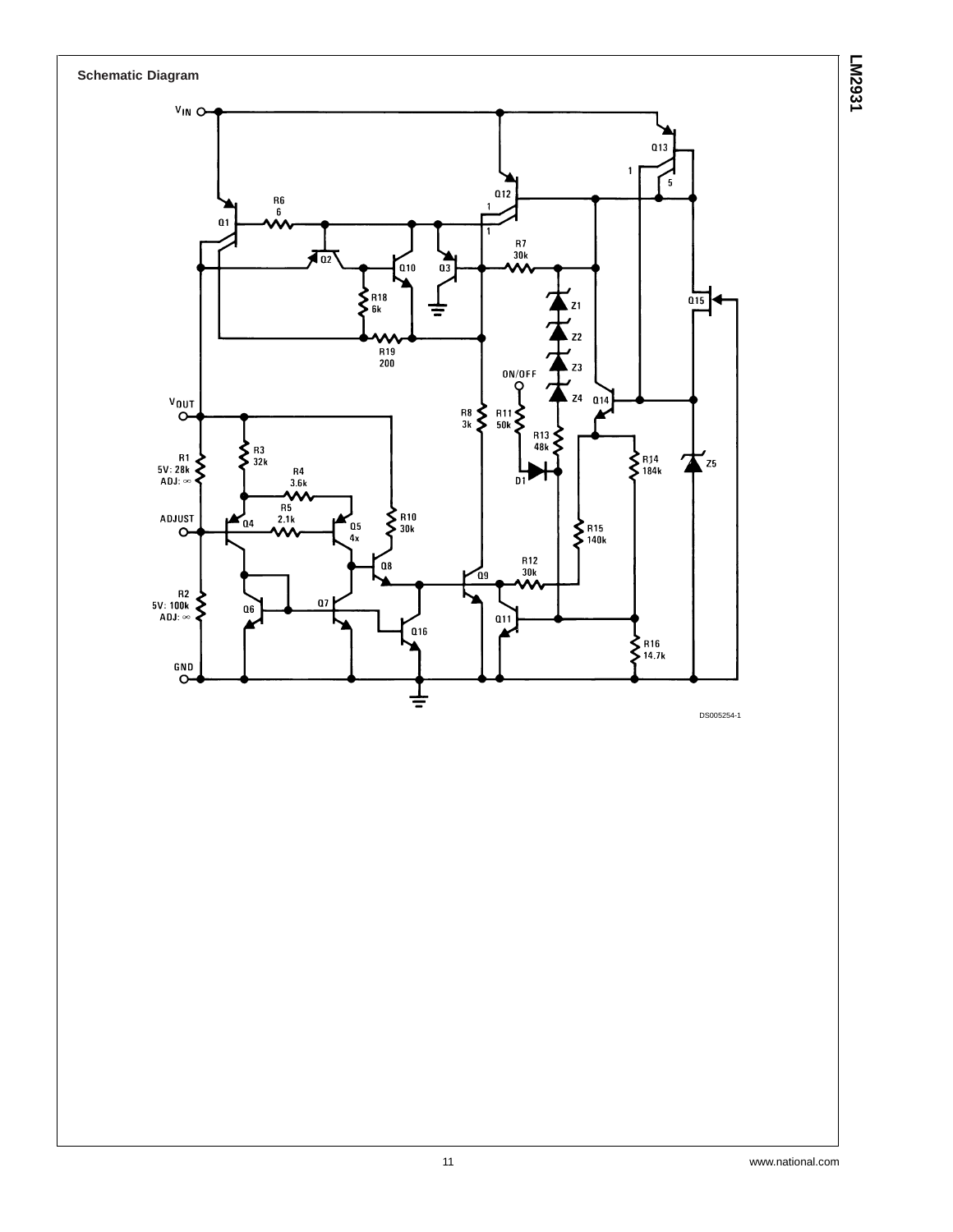## Schematic Diagram

DS005254-1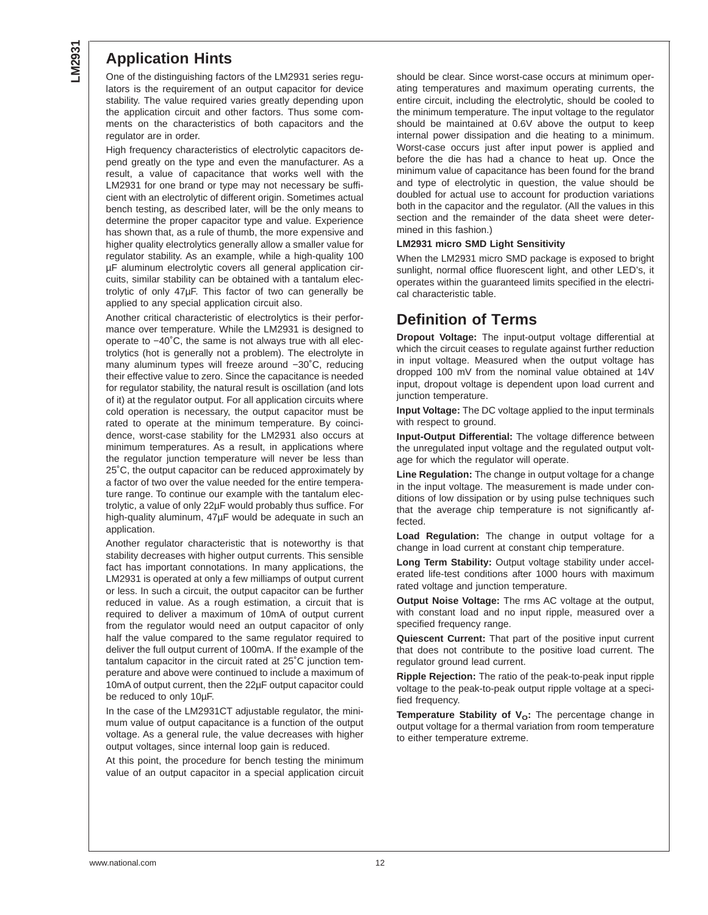## Application Hints

One of the distinguishing factors of the LM2931 series regulators is the requirement of an output capacitor for device stability. The value required varies greatly depending upon the application circuit and other factors. Thus some comments on the characteristics of both capacitors and the regulator are in order.

High frequency characteristics of electrolytic capacitors depend greatly on the type and even the manufacturer. As a result, a value of capacitance that works well with the LM2931 for one brand or type may not necessary be sufficient with an electrolytic of different origin. Sometimes actual bench testing, as described later, will be the only means to determine the proper capacitor type and value. Experience has shown that, as a rule of thumb, the more expensive and higher quality electrolytics generally allow a smaller value for regulator stability. As an example, while a high-quality 100 µF aluminum electrolytic covers all general application circuits, similar stability can be obtained with a tantalum electrolytic of only 47µF. This factor of two can generally be applied to any special application circuit also.

Another critical characteristic of electrolytics is their performance over temperature. While the LM2931 is designed to operate to −40˚C, the same is not always true with all electrolytics (hot is generally not a problem). The electrolyte in many aluminum types will freeze around −30˚C, reducing their effective value to zero. Since the capacitance is needed for regulator stability, the natural result is oscillation (and lots of it) at the regulator output. For all application circuits where cold operation is necessary, the output capacitor must be rated to operate at the minimum temperature. By coincidence, worst-case stability for the LM2931 also occurs at minimum temperatures. As a result, in applications where the regulator junction temperature will never be less than 25˚C, the output capacitor can be reduced approximately by a factor of two over the value needed for the entire temperature range. To continue our example with the tantalum electrolytic, a value of only 22µF would probably thus suffice. For high-quality aluminum, 47µF would be adequate in such an application.

Another regulator characteristic that is noteworthy is that stability decreases with higher output currents. This sensible fact has important connotations. In many applications, the LM2931 is operated at only a few milliamps of output current or less. In such a circuit, the output capacitor can be further reduced in value. As a rough estimation, a circuit that is required to deliver a maximum of 10mA of output current from the regulator would need an output capacitor of only half the value compared to the same regulator required to deliver the full output current of 100mA. If the example of the tantalum capacitor in the circuit rated at 25˚C junction temperature and above were continued to include a maximum of 10mA of output current, then the 22µF output capacitor could be reduced to only 10µF.

In the case of the LM2931CT adjustable regulator, the minimum value of output capacitance is a function of the output voltage. As a general rule, the value decreases with higher output voltages, since internal loop gain is reduced.

At this point, the procedure for bench testing the minimum value of an output capacitor in a special application circuit should be clear. Since worst-case occurs at minimum operating temperatures and maximum operating currents, the entire circuit, including the electrolytic, should be cooled to the minimum temperature. The input voltage to the regulator should be maintained at 0.6V above the output to keep internal power dissipation and die heating to a minimum. Worst-case occurs just after input power is applied and before the die has had a chance to heat up. Once the minimum value of capacitance has been found for the brand and type of electrolytic in question, the value should be doubled for actual use to account for production variations both in the capacitor and the regulator. (All the values in this section and the remainder of the data sheet were determined in this fashion.)

**LM2931 micro SMD Light Sensitivity**

When the LM2931 micro SMD package is exposed to bright sunlight, normal office fluorescent light, and other LED's, it operates within the guaranteed limits specified in the electrical characteristic table.

## Definition of Terms

**Dropout Voltage:** The input-output voltage differential at which the circuit ceases to regulate against further reduction in input voltage. Measured when the output voltage has dropped 100 mV from the nominal value obtained at 14V input, dropout voltage is dependent upon load current and junction temperature.

**Input Voltage:** The DC voltage applied to the input terminals with respect to ground.

**Input-Output Differential:** The voltage difference between the unregulated input voltage and the regulated output voltage for which the regulator will operate.

**Line Regulation:** The change in output voltage for a change in the input voltage. The measurement is made under conditions of low dissipation or by using pulse techniques such that the average chip temperature is not significantly affected.

**Load Regulation:** The change in output voltage for a change in load current at constant chip temperature.

**Long Term Stability:** Output voltage stability under accelerated life-test conditions after 1000 hours with maximum rated voltage and junction temperature.

**Output Noise Voltage:** The rms AC voltage at the output, with constant load and no input ripple, measured over a specified frequency range.

**Quiescent Current:** That part of the positive input current that does not contribute to the positive load current. The regulator ground lead current.

**Ripple Rejection:** The ratio of the peak-to-peak input ripple voltage to the peak-to-peak output ripple voltage at a specified frequency.

**Temperature Stability of $V_O$:** The percentage change in output voltage for a thermal variation from room temperature to either temperature extreme.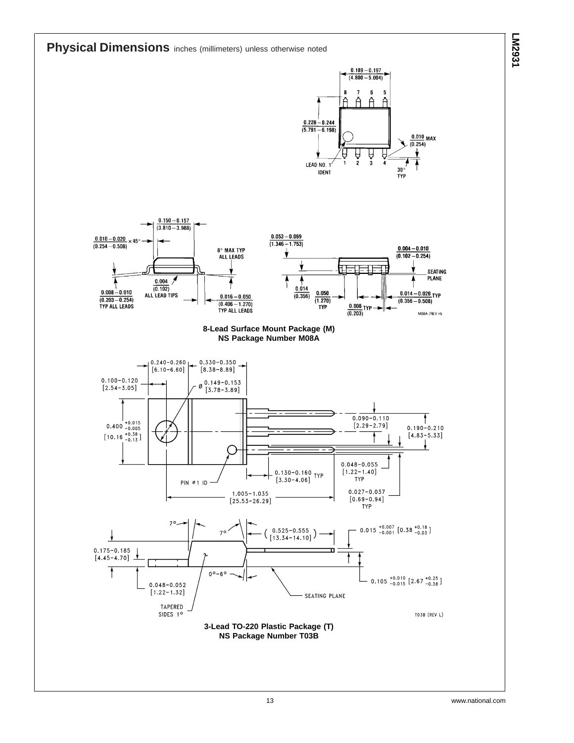## Physical Dimensions inches (millimeters) unless otherwise noted

0.189 − 0.197 (4.800 − 5.004)

8 7 6 5

0.228 − 0.244 (5.791 − 6.198)

0.010 MAX (0.254)

LEAD NO. 1 IDENT

1 2 3 4

30° TYP

0.150 − 0.157 (3.810 − 3.988)

0.010 − 0.020 (0.254 − 0.508) × 45°

8° MAX TYP ALL LEADS

0.004 (0.102) ALL LEAD TIPS

0.008 − 0.010 (0.203 − 0.254) TYP ALL LEADS

0.016 − 0.050 (0.406 − 1.270) TYP ALL LEADS

0.053 − 0.069 (1.346 − 1.753)

0.004 − 0.010 (0.102 − 0.254)

SEATING PLANE

0.014 (0.356)

0.050 (1.270) TYP

0.014 − 0.020 TYP (0.356 − 0.508)

0.008 TYP (0.203)

M08A (REV H)

**8-Lead Surface Mount Package (M)**
**NS Package Number M08A**

0.240-0.260 [6.10-6.60]

0.330-0.350 [8.38-8.89]

0.100-0.120 [2.54-3.05]

Ø 0.149-0.153 [3.78-3.89]

0.400 +0.015 −0.005 [10.16 +0.38 −0.13]

0.090-0.110 [2.29-2.79]

0.190-0.210 [4.83-5.33]

0.048-0.055 [1.22-1.40] TYP

PIN #1 ID

0.130-0.160 [3.30-4.06] TYP

1.005-1.035 [25.53-26.29]

0.027-0.037 [0.69-0.94] TYP

7°

7°

( 0.525-0.555 [13.34-14.10] )

0.015 +0.007 −0.001 [0.38 +0.18 −0.03]

0.175-0.185 [4.45-4.70]

0°-6°

0.048-0.052 [1.22-1.32]

0.105 +0.010 −0.015 [2.67 +0.25 −0.38]

SEATING PLANE

TAPERED SIDES 1°

T03B (REV L)

**3-Lead TO-220 Plastic Package (T)**
**NS Package Number T03B**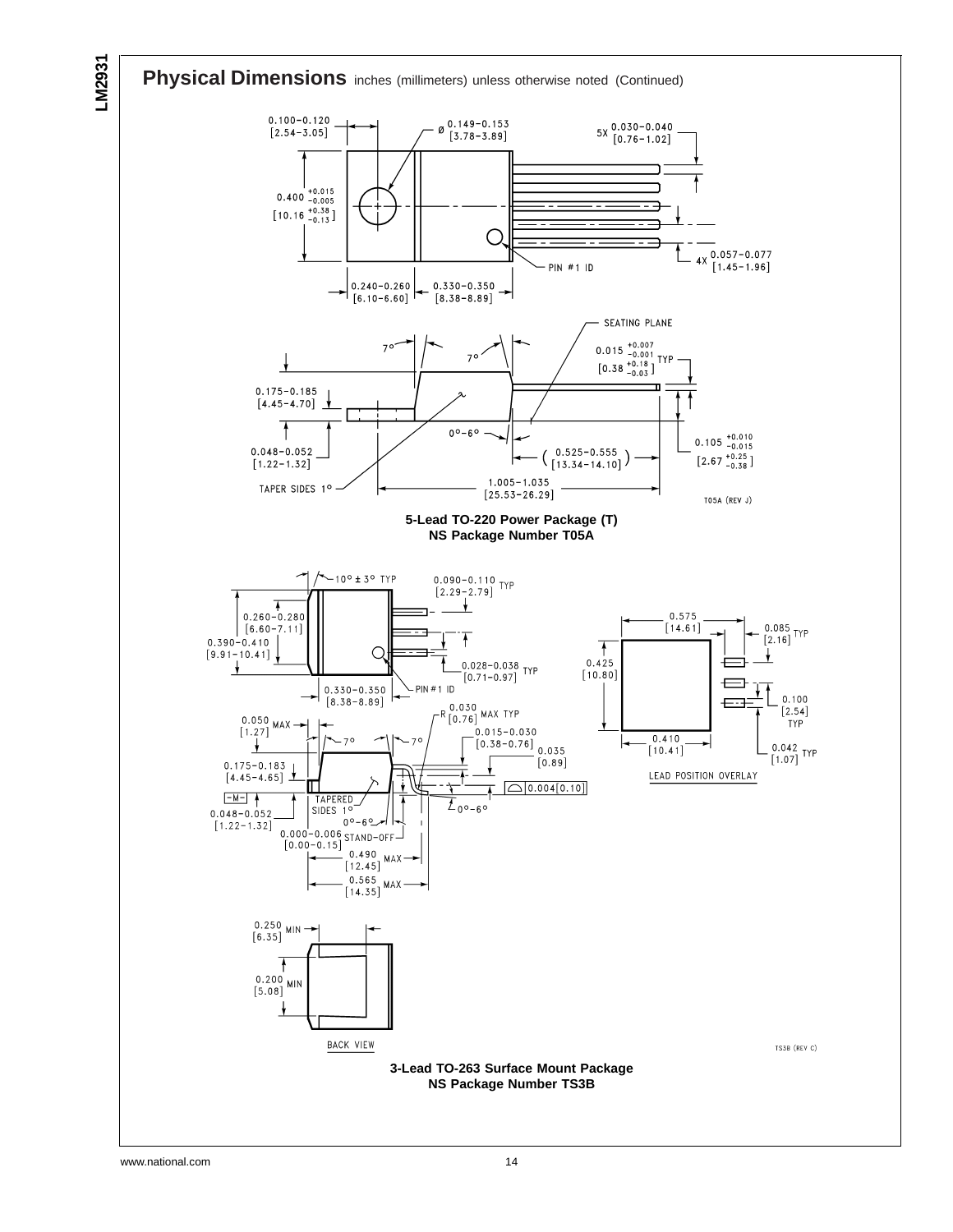## Physical Dimensions inches (millimeters) unless otherwise noted (Continued)

**5-Lead TO-220 Power Package (T)**
**NS Package Number T05A**

**3-Lead TO-263 Surface Mount Package**
**NS Package Number TS3B**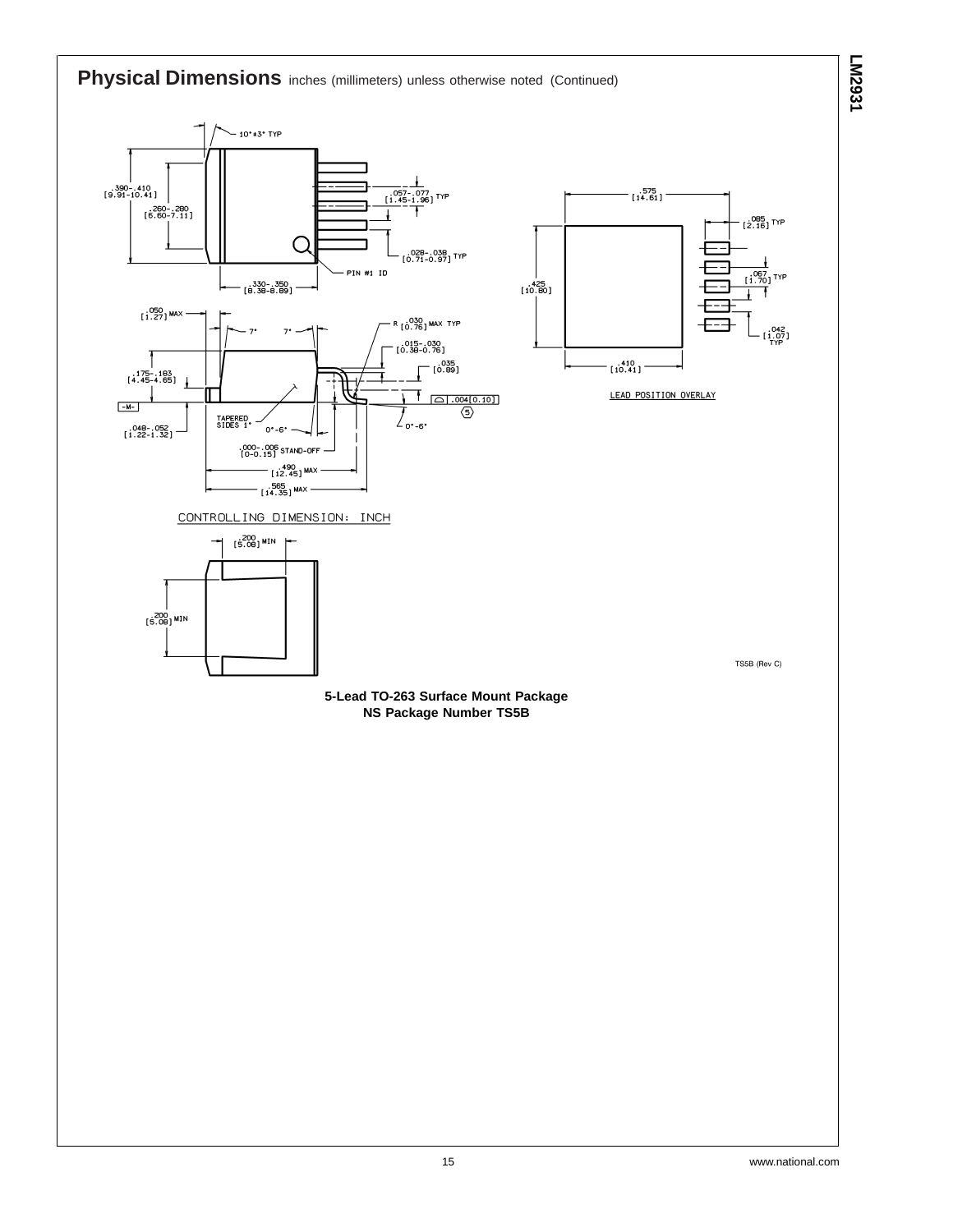## Physical Dimensions inches (millimeters) unless otherwise noted (Continued)

10°±3° TYP

.390-.410
[9.91-10.41]

.260-.280
[6.60-7.11]

.057-.077
[1.45-1.96] TYP

.028-.038
[0.71-0.97] TYP

PIN #1 ID

.330-.350
[8.38-8.89]

.575
[14.61]

.085
[2.16] TYP

.425
[10.80]

.067
[1.70] TYP

.042
[1.07]
TYP

.410
[10.41]

LEAD POSITION OVERLAY

.050
[1.27] MAX

7° 7°

R .030
[0.76] MAX TYP

.015-.030
[0.38-0.76]

.035
[0.89]

.175-.183
[4.45-4.65]

-M-

.004[0.10]

5

TAPERED
SIDES 1°

0°-6°

0°-6°

.048-.052
[1.22-1.32]

.000-.006
[0-0.15] STAND-OFF

.490
[12.45] MAX

.565
[14.35] MAX

CONTROLLING DIMENSION: INCH

.200
[5.08] MIN

.200
[5.08] MIN

TS5B (Rev C)

**5-Lead TO-263 Surface Mount Package**
**NS Package Number TS5B**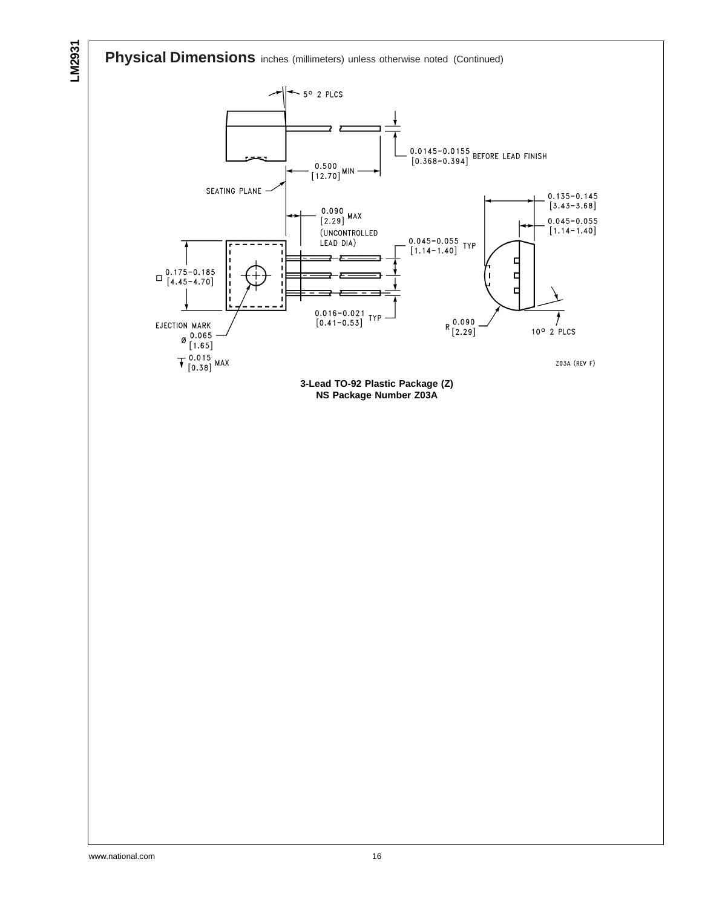## Physical Dimensions inches (millimeters) unless otherwise noted (Continued)

5° 2 PLCS

0.0145–0.0155 [0.368–0.394] BEFORE LEAD FINISH

0.500 [12.70] MIN

SEATING PLANE

0.090 [2.29] MAX (UNCONTROLLED LEAD DIA)

0.135–0.145 [3.43–3.68]

0.045–0.055 [1.14–1.40]

0.045–0.055 [1.14–1.40] TYP

□ 0.175–0.185 [4.45–4.70]

0.016–0.021 [0.41–0.53] TYP

EJECTION MARK

Ø 0.065 [1.65]

0.015 [0.38] MAX

R 0.090 [2.29]

10° 2 PLCS

Z03A (REV F)

**3-Lead TO-92 Plastic Package (Z)**
**NS Package Number Z03A**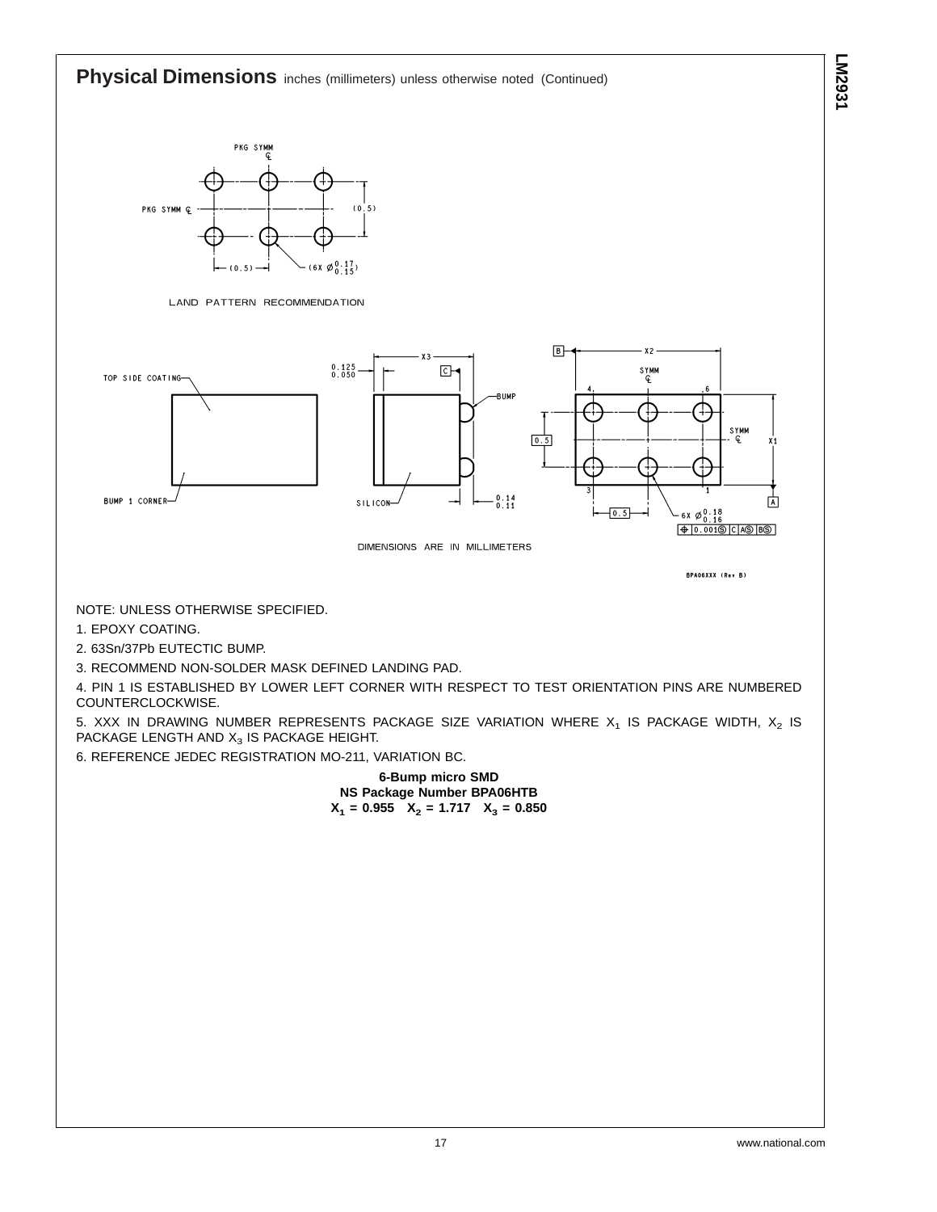## Physical Dimensions inches (millimeters) unless otherwise noted (Continued)

LAND PATTERN RECOMMENDATION

DIMENSIONS ARE IN MILLIMETERS

BPA06XXX (Rev B)

NOTE: UNLESS OTHERWISE SPECIFIED.

1. EPOXY COATING.
2. 63Sn/37Pb EUTECTIC BUMP.
3. RECOMMEND NON-SOLDER MASK DEFINED LANDING PAD.
4. PIN 1 IS ESTABLISHED BY LOWER LEFT CORNER WITH RESPECT TO TEST ORIENTATION PINS ARE NUMBERED COUNTERCLOCKWISE.
5. XXX IN DRAWING NUMBER REPRESENTS PACKAGE SIZE VARIATION WHERE $X_1$ IS PACKAGE WIDTH, $X_2$ IS PACKAGE LENGTH AND $X_3$ IS PACKAGE HEIGHT.
6. REFERENCE JEDEC REGISTRATION MO-211, VARIATION BC.

**6-Bump micro SMD**
**NS Package Number BPA06HTB**
**$X_1$ = 0.955 $X_2$ = 1.717 $X_3$ = 0.850**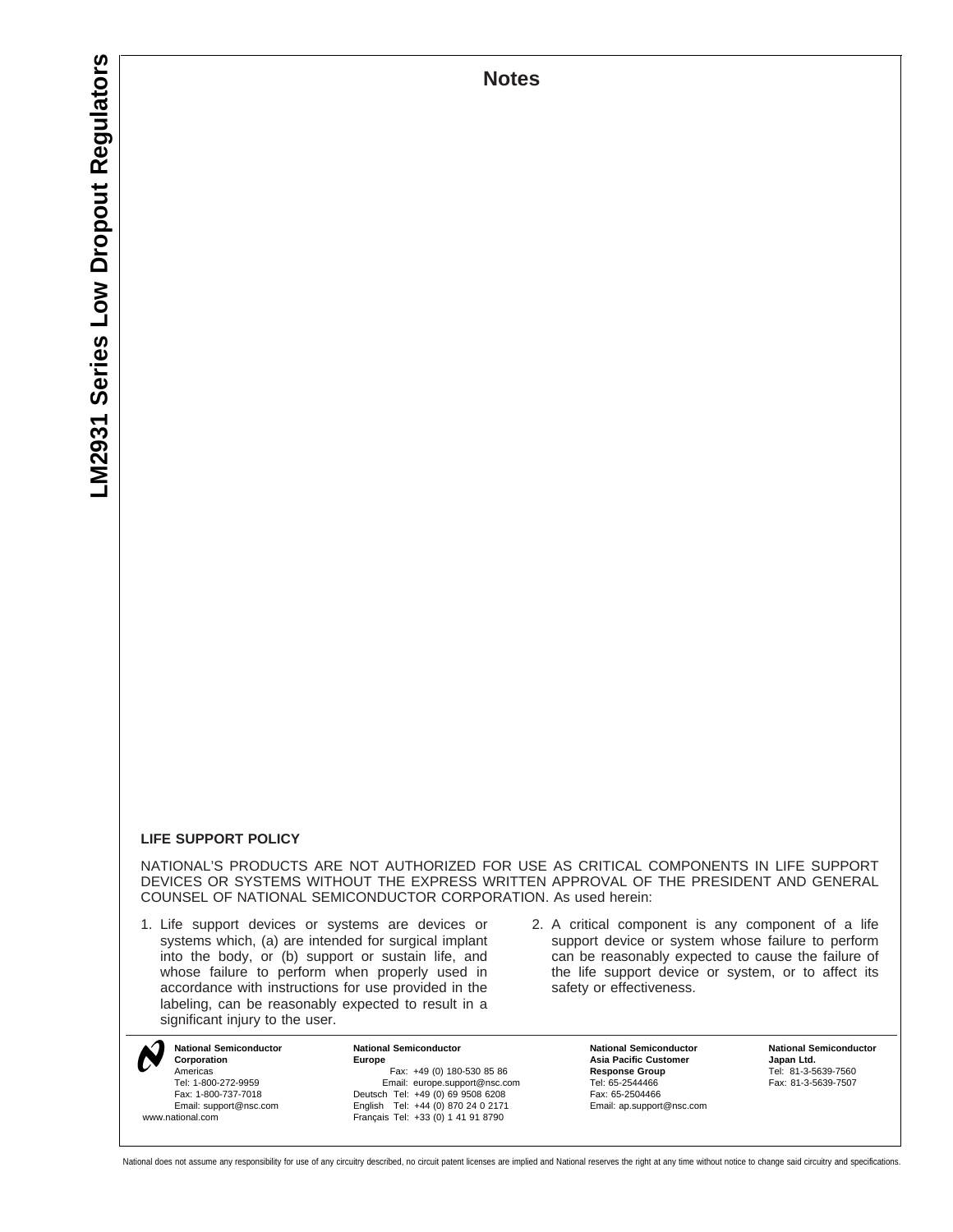## Notes

**LIFE SUPPORT POLICY**

NATIONAL'S PRODUCTS ARE NOT AUTHORIZED FOR USE AS CRITICAL COMPONENTS IN LIFE SUPPORT DEVICES OR SYSTEMS WITHOUT THE EXPRESS WRITTEN APPROVAL OF THE PRESIDENT AND GENERAL COUNSEL OF NATIONAL SEMICONDUCTOR CORPORATION. As used herein:

1. Life support devices or systems are devices or systems which, (a) are intended for surgical implant into the body, or (b) support or sustain life, and whose failure to perform when properly used in accordance with instructions for use provided in the labeling, can be reasonably expected to result in a significant injury to the user.

2. A critical component is any component of a life support device or system whose failure to perform can be reasonably expected to cause the failure of the life support device or system, or to affect its safety or effectiveness.

**National Semiconductor Corporation**
Americas
Tel: 1-800-272-9959
Fax: 1-800-737-7018
Email: support@nsc.com
www.national.com

**National Semiconductor Europe**
Fax: +49 (0) 180-530 85 86
Email: europe.support@nsc.com
Deutsch Tel: +49 (0) 69 9508 6208
English Tel: +44 (0) 870 24 0 2171
Français Tel: +33 (0) 1 41 91 8790

**National Semiconductor Asia Pacific Customer Response Group**
Tel: 65-2544466
Fax: 65-2504466
Email: ap.support@nsc.com

**National Semiconductor Japan Ltd.**
Tel: 81-3-5639-7560
Fax: 81-3-5639-7507

National does not assume any responsibility for use of any circuitry described, no circuit patent licenses are implied and National reserves the right at any time without notice to change said circuitry and specifications.